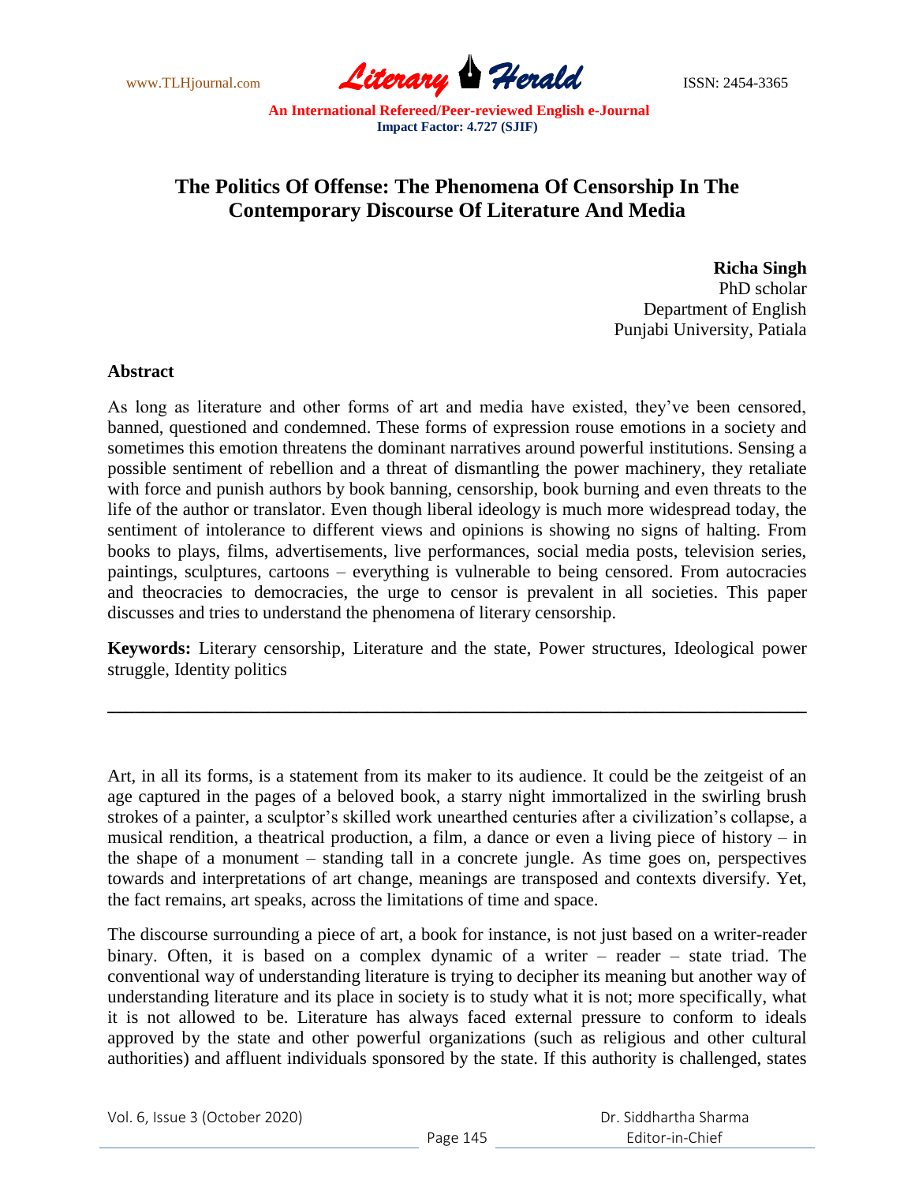# The Politics Of Offense: The Phenomena Of Censorship In The Contemporary Discourse Of Literature And Media

**Richa Singh**
PhD scholar
Department of English
Punjabi University, Patiala

## Abstract

As long as literature and other forms of art and media have existed, they've been censored, banned, questioned and condemned. These forms of expression rouse emotions in a society and sometimes this emotion threatens the dominant narratives around powerful institutions. Sensing a possible sentiment of rebellion and a threat of dismantling the power machinery, they retaliate with force and punish authors by book banning, censorship, book burning and even threats to the life of the author or translator. Even though liberal ideology is much more widespread today, the sentiment of intolerance to different views and opinions is showing no signs of halting. From books to plays, films, advertisements, live performances, social media posts, television series, paintings, sculptures, cartoons – everything is vulnerable to being censored. From autocracies and theocracies to democracies, the urge to censor is prevalent in all societies. This paper discusses and tries to understand the phenomena of literary censorship.

**Keywords:** Literary censorship, Literature and the state, Power structures, Ideological power struggle, Identity politics

---

Art, in all its forms, is a statement from its maker to its audience. It could be the zeitgeist of an age captured in the pages of a beloved book, a starry night immortalized in the swirling brush strokes of a painter, a sculptor's skilled work unearthed centuries after a civilization's collapse, a musical rendition, a theatrical production, a film, a dance or even a living piece of history – in the shape of a monument – standing tall in a concrete jungle. As time goes on, perspectives towards and interpretations of art change, meanings are transposed and contexts diversify. Yet, the fact remains, art speaks, across the limitations of time and space.

The discourse surrounding a piece of art, a book for instance, is not just based on a writer-reader binary. Often, it is based on a complex dynamic of a writer – reader – state triad. The conventional way of understanding literature is trying to decipher its meaning but another way of understanding literature and its place in society is to study what it is not; more specifically, what it is not allowed to be. Literature has always faced external pressure to conform to ideals approved by the state and other powerful organizations (such as religious and other cultural authorities) and affluent individuals sponsored by the state. If this authority is challenged, states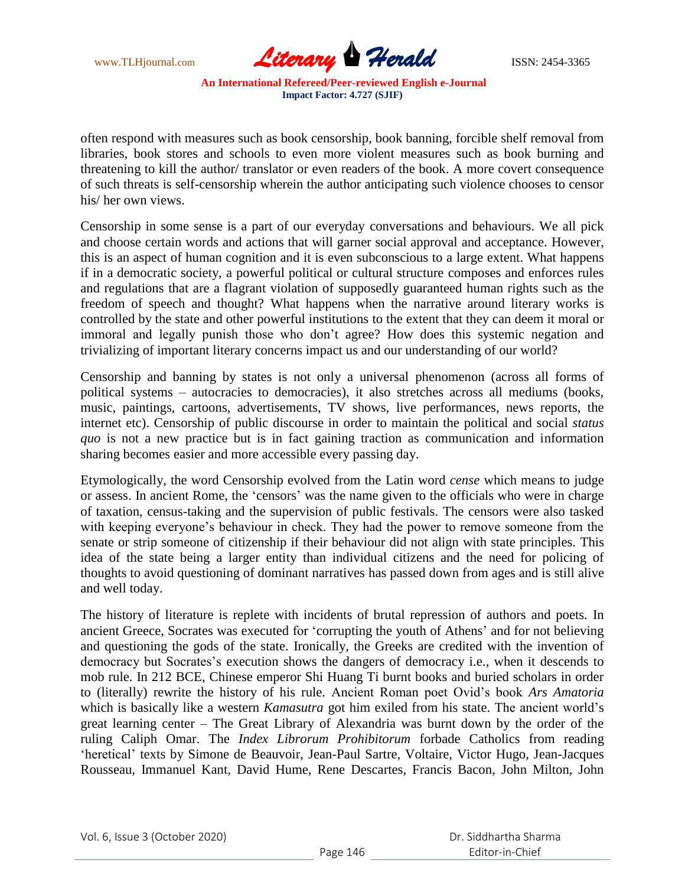often respond with measures such as book censorship, book banning, forcible shelf removal from libraries, book stores and schools to even more violent measures such as book burning and threatening to kill the author/ translator or even readers of the book. A more covert consequence of such threats is self-censorship wherein the author anticipating such violence chooses to censor his/ her own views.

Censorship in some sense is a part of our everyday conversations and behaviours. We all pick and choose certain words and actions that will garner social approval and acceptance. However, this is an aspect of human cognition and it is even subconscious to a large extent. What happens if in a democratic society, a powerful political or cultural structure composes and enforces rules and regulations that are a flagrant violation of supposedly guaranteed human rights such as the freedom of speech and thought? What happens when the narrative around literary works is controlled by the state and other powerful institutions to the extent that they can deem it moral or immoral and legally punish those who don't agree? How does this systemic negation and trivializing of important literary concerns impact us and our understanding of our world?

Censorship and banning by states is not only a universal phenomenon (across all forms of political systems – autocracies to democracies), it also stretches across all mediums (books, music, paintings, cartoons, advertisements, TV shows, live performances, news reports, the internet etc). Censorship of public discourse in order to maintain the political and social *status quo* is not a new practice but is in fact gaining traction as communication and information sharing becomes easier and more accessible every passing day.

Etymologically, the word Censorship evolved from the Latin word *cense* which means to judge or assess. In ancient Rome, the 'censors' was the name given to the officials who were in charge of taxation, census-taking and the supervision of public festivals. The censors were also tasked with keeping everyone's behaviour in check. They had the power to remove someone from the senate or strip someone of citizenship if their behaviour did not align with state principles. This idea of the state being a larger entity than individual citizens and the need for policing of thoughts to avoid questioning of dominant narratives has passed down from ages and is still alive and well today.

The history of literature is replete with incidents of brutal repression of authors and poets. In ancient Greece, Socrates was executed for 'corrupting the youth of Athens' and for not believing and questioning the gods of the state. Ironically, the Greeks are credited with the invention of democracy but Socrates's execution shows the dangers of democracy i.e., when it descends to mob rule. In 212 BCE, Chinese emperor Shi Huang Ti burnt books and buried scholars in order to (literally) rewrite the history of his rule. Ancient Roman poet Ovid's book *Ars Amatoria* which is basically like a western *Kamasutra* got him exiled from his state. The ancient world's great learning center – The Great Library of Alexandria was burnt down by the order of the ruling Caliph Omar. The *Index Librorum Prohibitorum* forbade Catholics from reading 'heretical' texts by Simone de Beauvoir, Jean-Paul Sartre, Voltaire, Victor Hugo, Jean-Jacques Rousseau, Immanuel Kant, David Hume, Rene Descartes, Francis Bacon, John Milton, John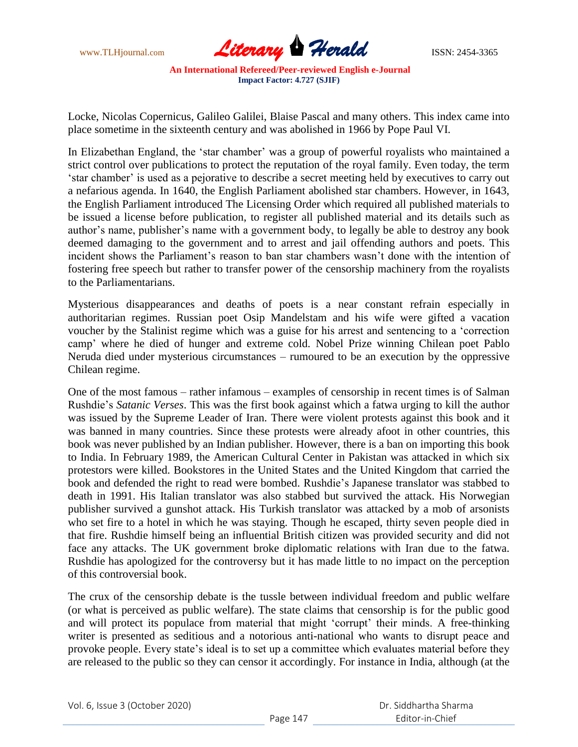Locke, Nicolas Copernicus, Galileo Galilei, Blaise Pascal and many others. This index came into place sometime in the sixteenth century and was abolished in 1966 by Pope Paul VI.

In Elizabethan England, the 'star chamber' was a group of powerful royalists who maintained a strict control over publications to protect the reputation of the royal family. Even today, the term 'star chamber' is used as a pejorative to describe a secret meeting held by executives to carry out a nefarious agenda. In 1640, the English Parliament abolished star chambers. However, in 1643, the English Parliament introduced The Licensing Order which required all published materials to be issued a license before publication, to register all published material and its details such as author's name, publisher's name with a government body, to legally be able to destroy any book deemed damaging to the government and to arrest and jail offending authors and poets. This incident shows the Parliament's reason to ban star chambers wasn't done with the intention of fostering free speech but rather to transfer power of the censorship machinery from the royalists to the Parliamentarians.

Mysterious disappearances and deaths of poets is a near constant refrain especially in authoritarian regimes. Russian poet Osip Mandelstam and his wife were gifted a vacation voucher by the Stalinist regime which was a guise for his arrest and sentencing to a 'correction camp' where he died of hunger and extreme cold. Nobel Prize winning Chilean poet Pablo Neruda died under mysterious circumstances – rumoured to be an execution by the oppressive Chilean regime.

One of the most famous – rather infamous – examples of censorship in recent times is of Salman Rushdie's *Satanic Verses*. This was the first book against which a fatwa urging to kill the author was issued by the Supreme Leader of Iran. There were violent protests against this book and it was banned in many countries. Since these protests were already afoot in other countries, this book was never published by an Indian publisher. However, there is a ban on importing this book to India. In February 1989, the American Cultural Center in Pakistan was attacked in which six protestors were killed. Bookstores in the United States and the United Kingdom that carried the book and defended the right to read were bombed. Rushdie's Japanese translator was stabbed to death in 1991. His Italian translator was also stabbed but survived the attack. His Norwegian publisher survived a gunshot attack. His Turkish translator was attacked by a mob of arsonists who set fire to a hotel in which he was staying. Though he escaped, thirty seven people died in that fire. Rushdie himself being an influential British citizen was provided security and did not face any attacks. The UK government broke diplomatic relations with Iran due to the fatwa. Rushdie has apologized for the controversy but it has made little to no impact on the perception of this controversial book.

The crux of the censorship debate is the tussle between individual freedom and public welfare (or what is perceived as public welfare). The state claims that censorship is for the public good and will protect its populace from material that might 'corrupt' their minds. A free-thinking writer is presented as seditious and a notorious anti-national who wants to disrupt peace and provoke people. Every state's ideal is to set up a committee which evaluates material before they are released to the public so they can censor it accordingly. For instance in India, although (at the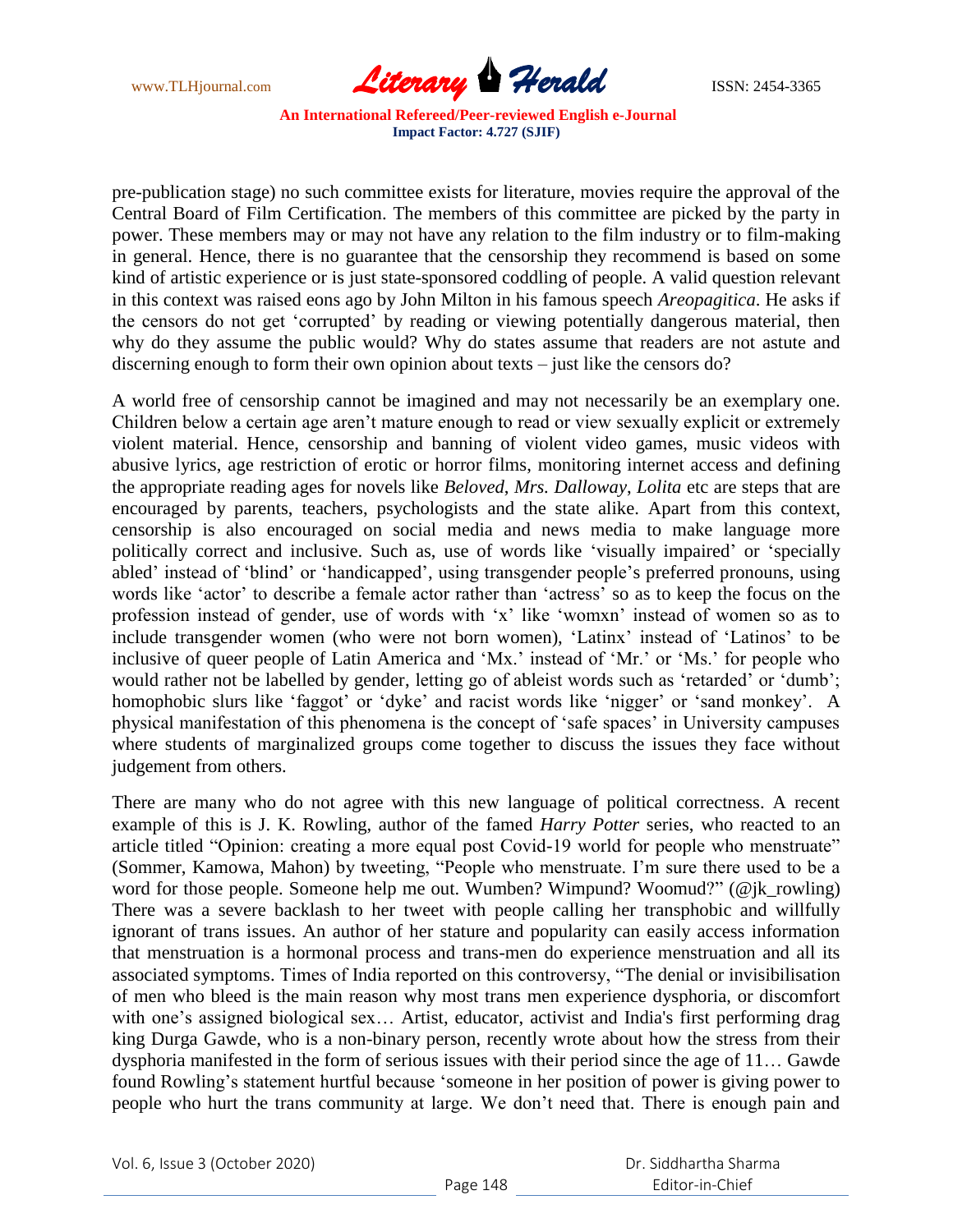pre-publication stage) no such committee exists for literature, movies require the approval of the Central Board of Film Certification. The members of this committee are picked by the party in power. These members may or may not have any relation to the film industry or to film-making in general. Hence, there is no guarantee that the censorship they recommend is based on some kind of artistic experience or is just state-sponsored coddling of people. A valid question relevant in this context was raised eons ago by John Milton in his famous speech *Areopagitica*. He asks if the censors do not get 'corrupted' by reading or viewing potentially dangerous material, then why do they assume the public would? Why do states assume that readers are not astute and discerning enough to form their own opinion about texts – just like the censors do?

A world free of censorship cannot be imagined and may not necessarily be an exemplary one. Children below a certain age aren't mature enough to read or view sexually explicit or extremely violent material. Hence, censorship and banning of violent video games, music videos with abusive lyrics, age restriction of erotic or horror films, monitoring internet access and defining the appropriate reading ages for novels like *Beloved*, *Mrs. Dalloway*, *Lolita* etc are steps that are encouraged by parents, teachers, psychologists and the state alike. Apart from this context, censorship is also encouraged on social media and news media to make language more politically correct and inclusive. Such as, use of words like 'visually impaired' or 'specially abled' instead of 'blind' or 'handicapped', using transgender people's preferred pronouns, using words like 'actor' to describe a female actor rather than 'actress' so as to keep the focus on the profession instead of gender, use of words with 'x' like 'womxn' instead of women so as to include transgender women (who were not born women), 'Latinx' instead of 'Latinos' to be inclusive of queer people of Latin America and 'Mx.' instead of 'Mr.' or 'Ms.' for people who would rather not be labelled by gender, letting go of ableist words such as 'retarded' or 'dumb'; homophobic slurs like 'faggot' or 'dyke' and racist words like 'nigger' or 'sand monkey'. A physical manifestation of this phenomena is the concept of 'safe spaces' in University campuses where students of marginalized groups come together to discuss the issues they face without judgement from others.

There are many who do not agree with this new language of political correctness. A recent example of this is J. K. Rowling, author of the famed *Harry Potter* series, who reacted to an article titled "Opinion: creating a more equal post Covid-19 world for people who menstruate" (Sommer, Kamowa, Mahon) by tweeting, "People who menstruate. I'm sure there used to be a word for those people. Someone help me out. Wumben? Wimpund? Woomud?" (@jk_rowling) There was a severe backlash to her tweet with people calling her transphobic and willfully ignorant of trans issues. An author of her stature and popularity can easily access information that menstruation is a hormonal process and trans-men do experience menstruation and all its associated symptoms. Times of India reported on this controversy, "The denial or invisibilisation of men who bleed is the main reason why most trans men experience dysphoria, or discomfort with one's assigned biological sex… Artist, educator, activist and India's first performing drag king Durga Gawde, who is a non-binary person, recently wrote about how the stress from their dysphoria manifested in the form of serious issues with their period since the age of 11… Gawde found Rowling's statement hurtful because 'someone in her position of power is giving power to people who hurt the trans community at large. We don't need that. There is enough pain and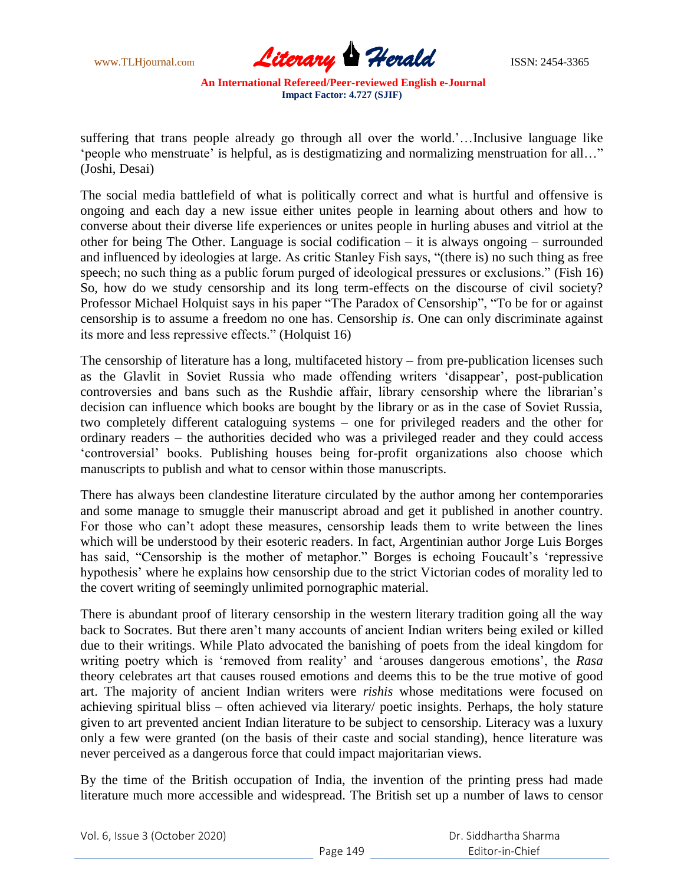suffering that trans people already go through all over the world.'…Inclusive language like 'people who menstruate' is helpful, as is destigmatizing and normalizing menstruation for all…" (Joshi, Desai)

The social media battlefield of what is politically correct and what is hurtful and offensive is ongoing and each day a new issue either unites people in learning about others and how to converse about their diverse life experiences or unites people in hurling abuses and vitriol at the other for being The Other. Language is social codification – it is always ongoing – surrounded and influenced by ideologies at large. As critic Stanley Fish says, "(there is) no such thing as free speech; no such thing as a public forum purged of ideological pressures or exclusions." (Fish 16) So, how do we study censorship and its long term-effects on the discourse of civil society? Professor Michael Holquist says in his paper "The Paradox of Censorship", "To be for or against censorship is to assume a freedom no one has. Censorship *is*. One can only discriminate against its more and less repressive effects." (Holquist 16)

The censorship of literature has a long, multifaceted history – from pre-publication licenses such as the Glavlit in Soviet Russia who made offending writers 'disappear', post-publication controversies and bans such as the Rushdie affair, library censorship where the librarian's decision can influence which books are bought by the library or as in the case of Soviet Russia, two completely different cataloguing systems – one for privileged readers and the other for ordinary readers – the authorities decided who was a privileged reader and they could access 'controversial' books. Publishing houses being for-profit organizations also choose which manuscripts to publish and what to censor within those manuscripts.

There has always been clandestine literature circulated by the author among her contemporaries and some manage to smuggle their manuscript abroad and get it published in another country. For those who can't adopt these measures, censorship leads them to write between the lines which will be understood by their esoteric readers. In fact, Argentinian author Jorge Luis Borges has said, "Censorship is the mother of metaphor." Borges is echoing Foucault's 'repressive hypothesis' where he explains how censorship due to the strict Victorian codes of morality led to the covert writing of seemingly unlimited pornographic material.

There is abundant proof of literary censorship in the western literary tradition going all the way back to Socrates. But there aren't many accounts of ancient Indian writers being exiled or killed due to their writings. While Plato advocated the banishing of poets from the ideal kingdom for writing poetry which is 'removed from reality' and 'arouses dangerous emotions', the *Rasa* theory celebrates art that causes roused emotions and deems this to be the true motive of good art. The majority of ancient Indian writers were *rishis* whose meditations were focused on achieving spiritual bliss – often achieved via literary/ poetic insights. Perhaps, the holy stature given to art prevented ancient Indian literature to be subject to censorship. Literacy was a luxury only a few were granted (on the basis of their caste and social standing), hence literature was never perceived as a dangerous force that could impact majoritarian views.

By the time of the British occupation of India, the invention of the printing press had made literature much more accessible and widespread. The British set up a number of laws to censor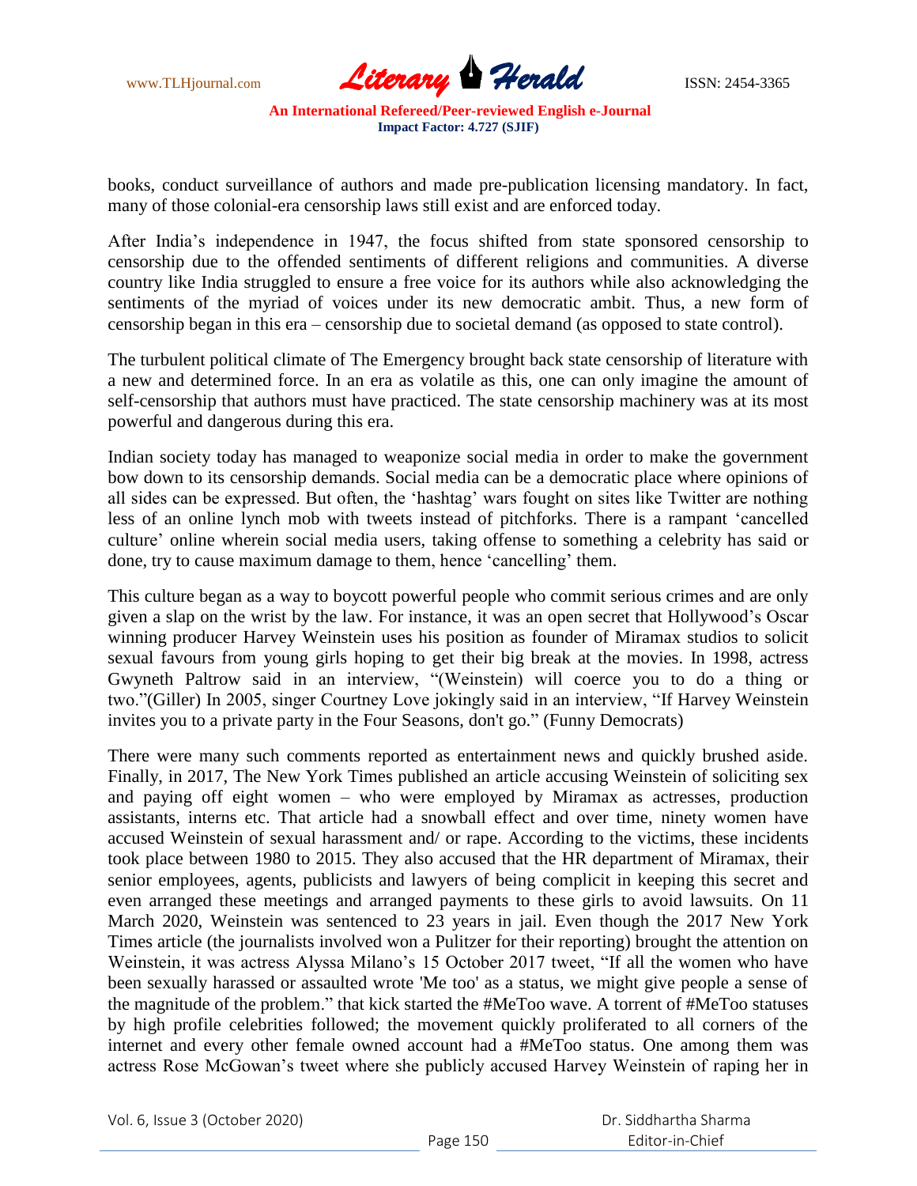books, conduct surveillance of authors and made pre-publication licensing mandatory. In fact, many of those colonial-era censorship laws still exist and are enforced today.

After India's independence in 1947, the focus shifted from state sponsored censorship to censorship due to the offended sentiments of different religions and communities. A diverse country like India struggled to ensure a free voice for its authors while also acknowledging the sentiments of the myriad of voices under its new democratic ambit. Thus, a new form of censorship began in this era – censorship due to societal demand (as opposed to state control).

The turbulent political climate of The Emergency brought back state censorship of literature with a new and determined force. In an era as volatile as this, one can only imagine the amount of self-censorship that authors must have practiced. The state censorship machinery was at its most powerful and dangerous during this era.

Indian society today has managed to weaponize social media in order to make the government bow down to its censorship demands. Social media can be a democratic place where opinions of all sides can be expressed. But often, the 'hashtag' wars fought on sites like Twitter are nothing less of an online lynch mob with tweets instead of pitchforks. There is a rampant 'cancelled culture' online wherein social media users, taking offense to something a celebrity has said or done, try to cause maximum damage to them, hence 'cancelling' them.

This culture began as a way to boycott powerful people who commit serious crimes and are only given a slap on the wrist by the law. For instance, it was an open secret that Hollywood's Oscar winning producer Harvey Weinstein uses his position as founder of Miramax studios to solicit sexual favours from young girls hoping to get their big break at the movies. In 1998, actress Gwyneth Paltrow said in an interview, "(Weinstein) will coerce you to do a thing or two."(Giller) In 2005, singer Courtney Love jokingly said in an interview, "If Harvey Weinstein invites you to a private party in the Four Seasons, don't go." (Funny Democrats)

There were many such comments reported as entertainment news and quickly brushed aside. Finally, in 2017, The New York Times published an article accusing Weinstein of soliciting sex and paying off eight women – who were employed by Miramax as actresses, production assistants, interns etc. That article had a snowball effect and over time, ninety women have accused Weinstein of sexual harassment and/ or rape. According to the victims, these incidents took place between 1980 to 2015. They also accused that the HR department of Miramax, their senior employees, agents, publicists and lawyers of being complicit in keeping this secret and even arranged these meetings and arranged payments to these girls to avoid lawsuits. On 11 March 2020, Weinstein was sentenced to 23 years in jail. Even though the 2017 New York Times article (the journalists involved won a Pulitzer for their reporting) brought the attention on Weinstein, it was actress Alyssa Milano's 15 October 2017 tweet, "If all the women who have been sexually harassed or assaulted wrote 'Me too' as a status, we might give people a sense of the magnitude of the problem." that kick started the #MeToo wave. A torrent of #MeToo statuses by high profile celebrities followed; the movement quickly proliferated to all corners of the internet and every other female owned account had a #MeToo status. One among them was actress Rose McGowan's tweet where she publicly accused Harvey Weinstein of raping her in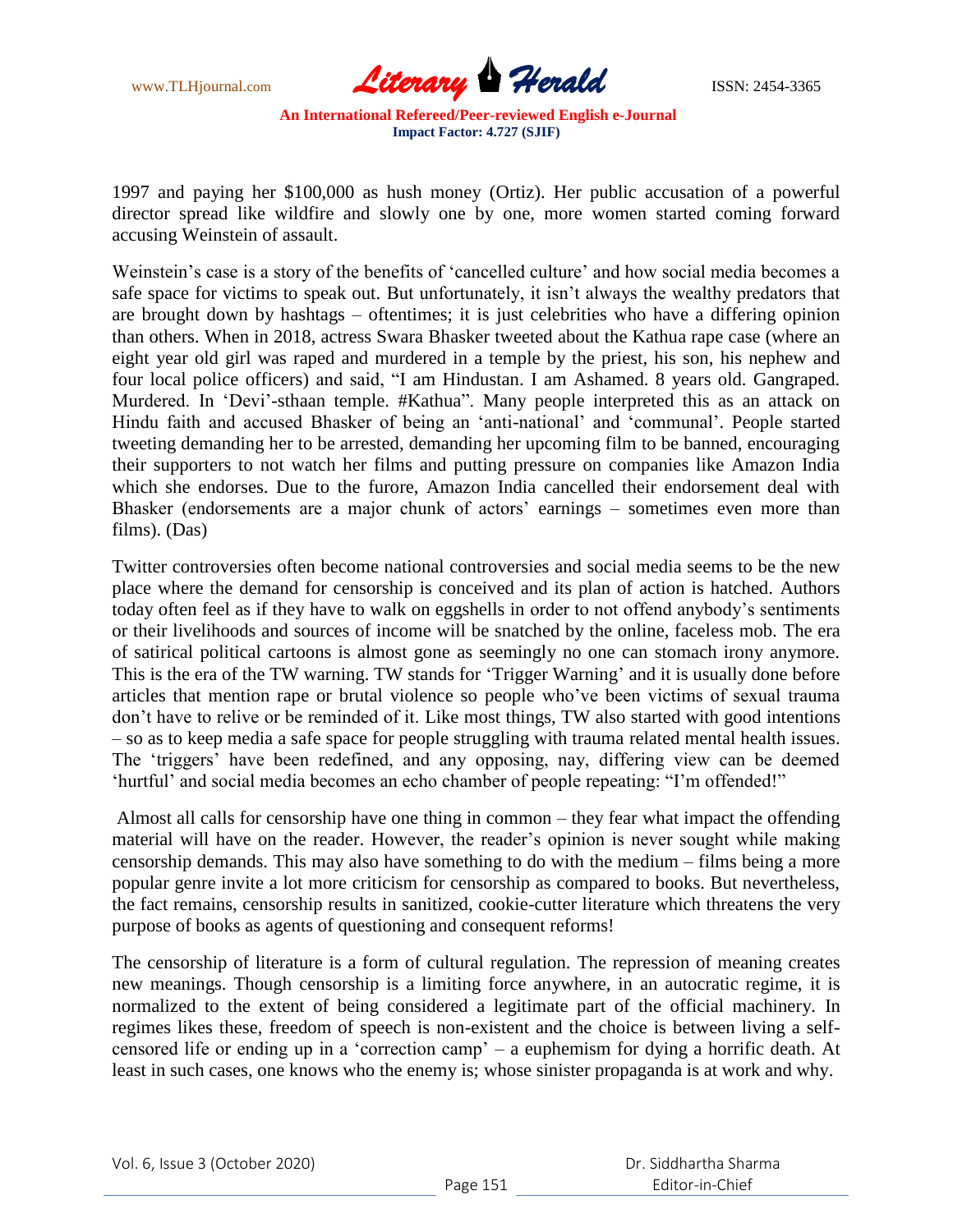1997 and paying her $100,000 as hush money (Ortiz). Her public accusation of a powerful director spread like wildfire and slowly one by one, more women started coming forward accusing Weinstein of assault.

Weinstein's case is a story of the benefits of 'cancelled culture' and how social media becomes a safe space for victims to speak out. But unfortunately, it isn't always the wealthy predators that are brought down by hashtags – oftentimes; it is just celebrities who have a differing opinion than others. When in 2018, actress Swara Bhasker tweeted about the Kathua rape case (where an eight year old girl was raped and murdered in a temple by the priest, his son, his nephew and four local police officers) and said, "I am Hindustan. I am Ashamed. 8 years old. Gangraped. Murdered. In 'Devi'-sthaan temple. #Kathua". Many people interpreted this as an attack on Hindu faith and accused Bhasker of being an 'anti-national' and 'communal'. People started tweeting demanding her to be arrested, demanding her upcoming film to be banned, encouraging their supporters to not watch her films and putting pressure on companies like Amazon India which she endorses. Due to the furore, Amazon India cancelled their endorsement deal with Bhasker (endorsements are a major chunk of actors' earnings – sometimes even more than films). (Das)

Twitter controversies often become national controversies and social media seems to be the new place where the demand for censorship is conceived and its plan of action is hatched. Authors today often feel as if they have to walk on eggshells in order to not offend anybody's sentiments or their livelihoods and sources of income will be snatched by the online, faceless mob. The era of satirical political cartoons is almost gone as seemingly no one can stomach irony anymore. This is the era of the TW warning. TW stands for 'Trigger Warning' and it is usually done before articles that mention rape or brutal violence so people who've been victims of sexual trauma don't have to relive or be reminded of it. Like most things, TW also started with good intentions – so as to keep media a safe space for people struggling with trauma related mental health issues. The 'triggers' have been redefined, and any opposing, nay, differing view can be deemed 'hurtful' and social media becomes an echo chamber of people repeating: "I'm offended!"

Almost all calls for censorship have one thing in common – they fear what impact the offending material will have on the reader. However, the reader's opinion is never sought while making censorship demands. This may also have something to do with the medium – films being a more popular genre invite a lot more criticism for censorship as compared to books. But nevertheless, the fact remains, censorship results in sanitized, cookie-cutter literature which threatens the very purpose of books as agents of questioning and consequent reforms!

The censorship of literature is a form of cultural regulation. The repression of meaning creates new meanings. Though censorship is a limiting force anywhere, in an autocratic regime, it is normalized to the extent of being considered a legitimate part of the official machinery. In regimes likes these, freedom of speech is non-existent and the choice is between living a self-censored life or ending up in a 'correction camp' – a euphemism for dying a horrific death. At least in such cases, one knows who the enemy is; whose sinister propaganda is at work and why.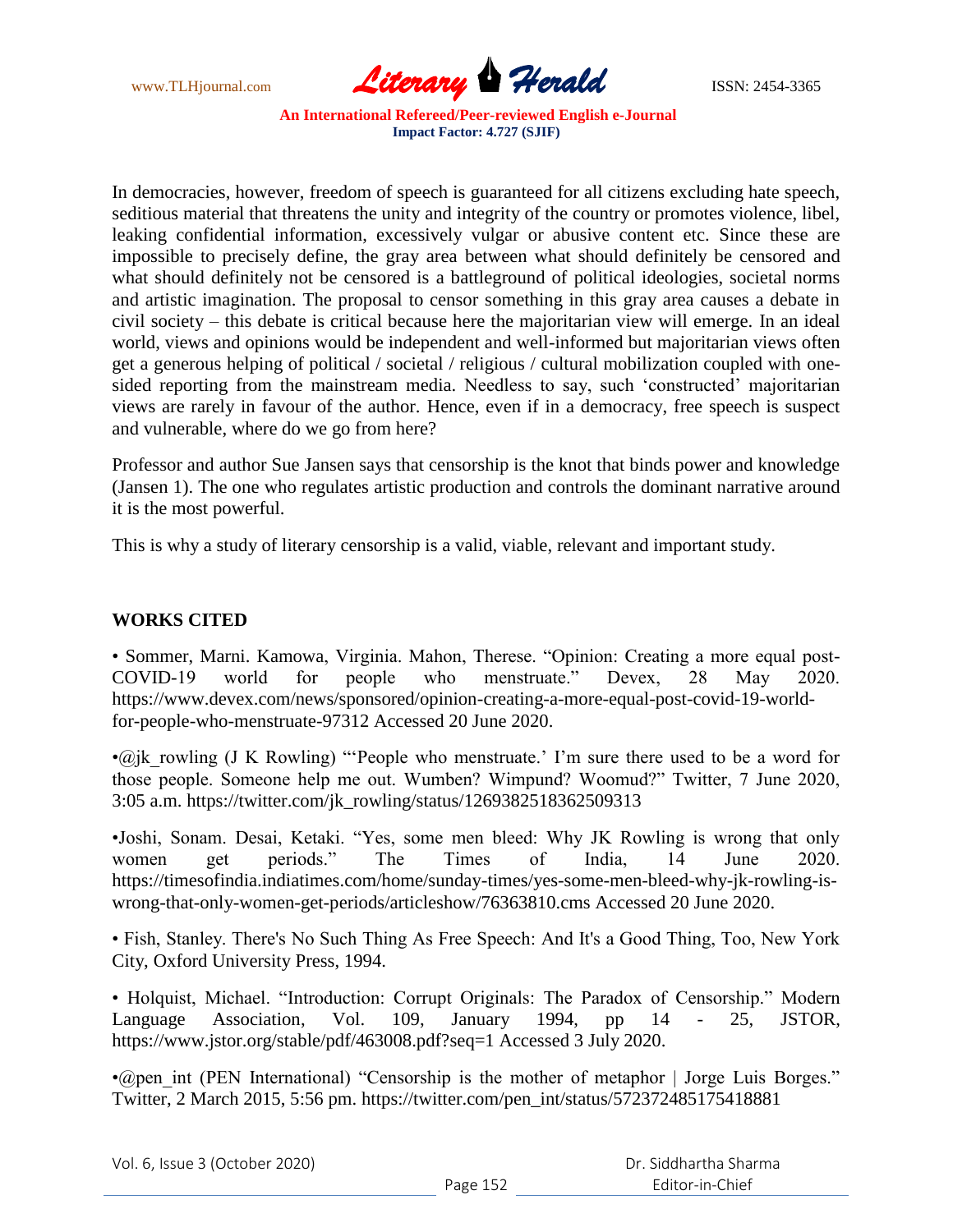In democracies, however, freedom of speech is guaranteed for all citizens excluding hate speech, seditious material that threatens the unity and integrity of the country or promotes violence, libel, leaking confidential information, excessively vulgar or abusive content etc. Since these are impossible to precisely define, the gray area between what should definitely be censored and what should definitely not be censored is a battleground of political ideologies, societal norms and artistic imagination. The proposal to censor something in this gray area causes a debate in civil society – this debate is critical because here the majoritarian view will emerge. In an ideal world, views and opinions would be independent and well-informed but majoritarian views often get a generous helping of political / societal / religious / cultural mobilization coupled with one-sided reporting from the mainstream media. Needless to say, such 'constructed' majoritarian views are rarely in favour of the author. Hence, even if in a democracy, free speech is suspect and vulnerable, where do we go from here?

Professor and author Sue Jansen says that censorship is the knot that binds power and knowledge (Jansen 1). The one who regulates artistic production and controls the dominant narrative around it is the most powerful.

This is why a study of literary censorship is a valid, viable, relevant and important study.

## WORKS CITED

• Sommer, Marni. Kamowa, Virginia. Mahon, Therese. "Opinion: Creating a more equal post-COVID-19 world for people who menstruate." Devex, 28 May 2020. https://www.devex.com/news/sponsored/opinion-creating-a-more-equal-post-covid-19-world-for-people-who-menstruate-97312 Accessed 20 June 2020.

•@jk_rowling (J K Rowling) "'People who menstruate.' I'm sure there used to be a word for those people. Someone help me out. Wumben? Wimpund? Woomud?" Twitter, 7 June 2020, 3:05 a.m. https://twitter.com/jk_rowling/status/1269382518362509313

•Joshi, Sonam. Desai, Ketaki. "Yes, some men bleed: Why JK Rowling is wrong that only women get periods." The Times of India, 14 June 2020. https://timesofindia.indiatimes.com/home/sunday-times/yes-some-men-bleed-why-jk-rowling-is-wrong-that-only-women-get-periods/articleshow/76363810.cms Accessed 20 June 2020.

• Fish, Stanley. There's No Such Thing As Free Speech: And It's a Good Thing, Too, New York City, Oxford University Press, 1994.

• Holquist, Michael. "Introduction: Corrupt Originals: The Paradox of Censorship." Modern Language Association, Vol. 109, January 1994, pp 14 - 25, JSTOR, https://www.jstor.org/stable/pdf/463008.pdf?seq=1 Accessed 3 July 2020.

•@pen_int (PEN International) "Censorship is the mother of metaphor | Jorge Luis Borges." Twitter, 2 March 2015, 5:56 pm. https://twitter.com/pen_int/status/572372485175418881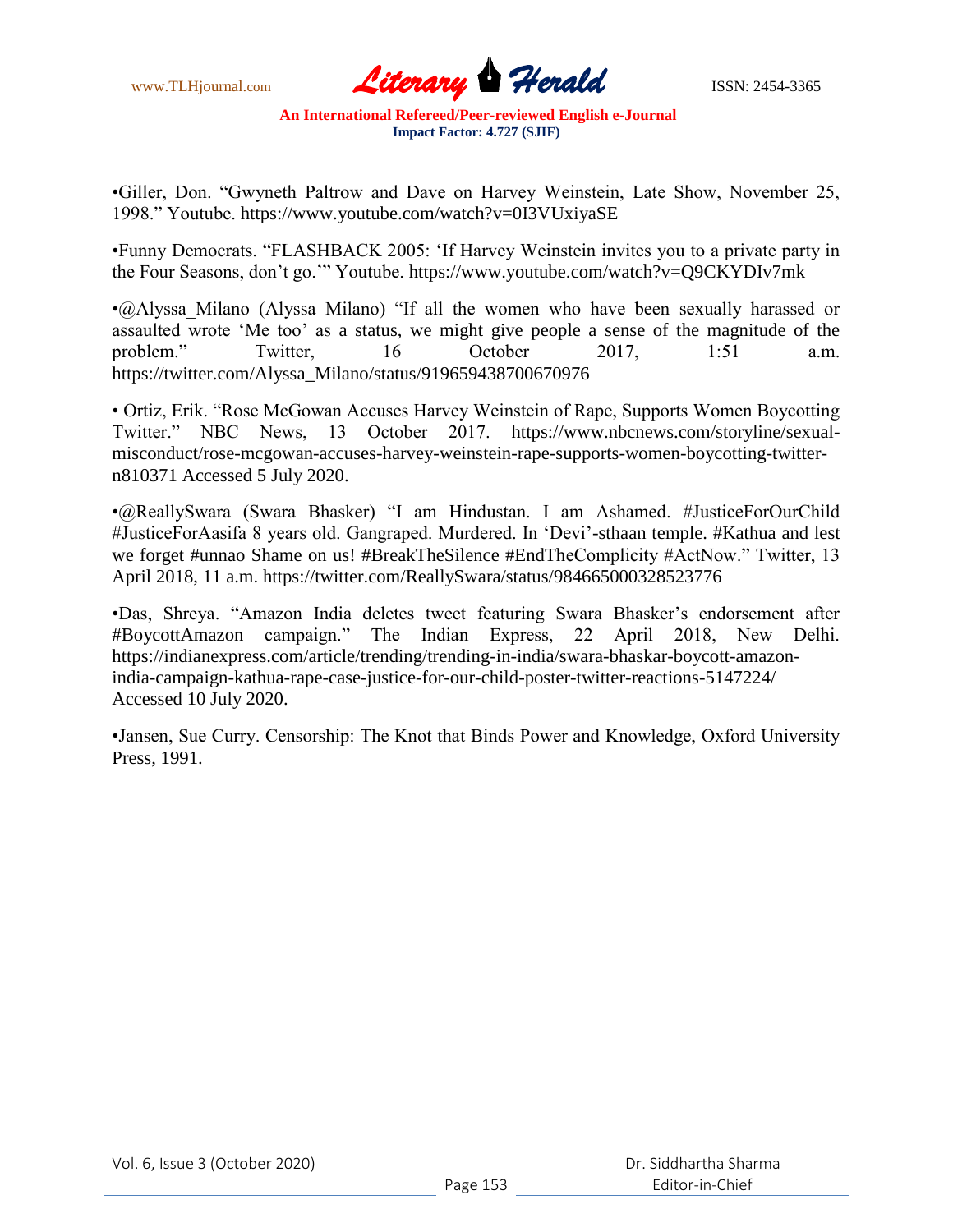•Giller, Don. “Gwyneth Paltrow and Dave on Harvey Weinstein, Late Show, November 25, 1998.” Youtube. https://www.youtube.com/watch?v=0I3VUxiyaSE

•Funny Democrats. “FLASHBACK 2005: ‘If Harvey Weinstein invites you to a private party in the Four Seasons, don’t go.’” Youtube. https://www.youtube.com/watch?v=Q9CKYDIv7mk

•@Alyssa_Milano (Alyssa Milano) “If all the women who have been sexually harassed or assaulted wrote ‘Me too’ as a status, we might give people a sense of the magnitude of the problem.” Twitter, 16 October 2017, 1:51 a.m. https://twitter.com/Alyssa_Milano/status/919659438700670976

• Ortiz, Erik. “Rose McGowan Accuses Harvey Weinstein of Rape, Supports Women Boycotting Twitter.” NBC News, 13 October 2017. https://www.nbcnews.com/storyline/sexual-misconduct/rose-mcgowan-accuses-harvey-weinstein-rape-supports-women-boycotting-twitter-n810371 Accessed 5 July 2020.

•@ReallySwara (Swara Bhasker) “I am Hindustan. I am Ashamed. #JusticeForOurChild #JusticeForAasifa 8 years old. Gangraped. Murdered. In ‘Devi’-sthaan temple. #Kathua and lest we forget #unnao Shame on us! #BreakTheSilence #EndTheComplicity #ActNow.” Twitter, 13 April 2018, 11 a.m. https://twitter.com/ReallySwara/status/984665000328523776

•Das, Shreya. “Amazon India deletes tweet featuring Swara Bhasker’s endorsement after #BoycottAmazon campaign.” The Indian Express, 22 April 2018, New Delhi. https://indianexpress.com/article/trending/trending-in-india/swara-bhaskar-boycott-amazon-india-campaign-kathua-rape-case-justice-for-our-child-poster-twitter-reactions-5147224/ Accessed 10 July 2020.

•Jansen, Sue Curry. Censorship: The Knot that Binds Power and Knowledge, Oxford University Press, 1991.